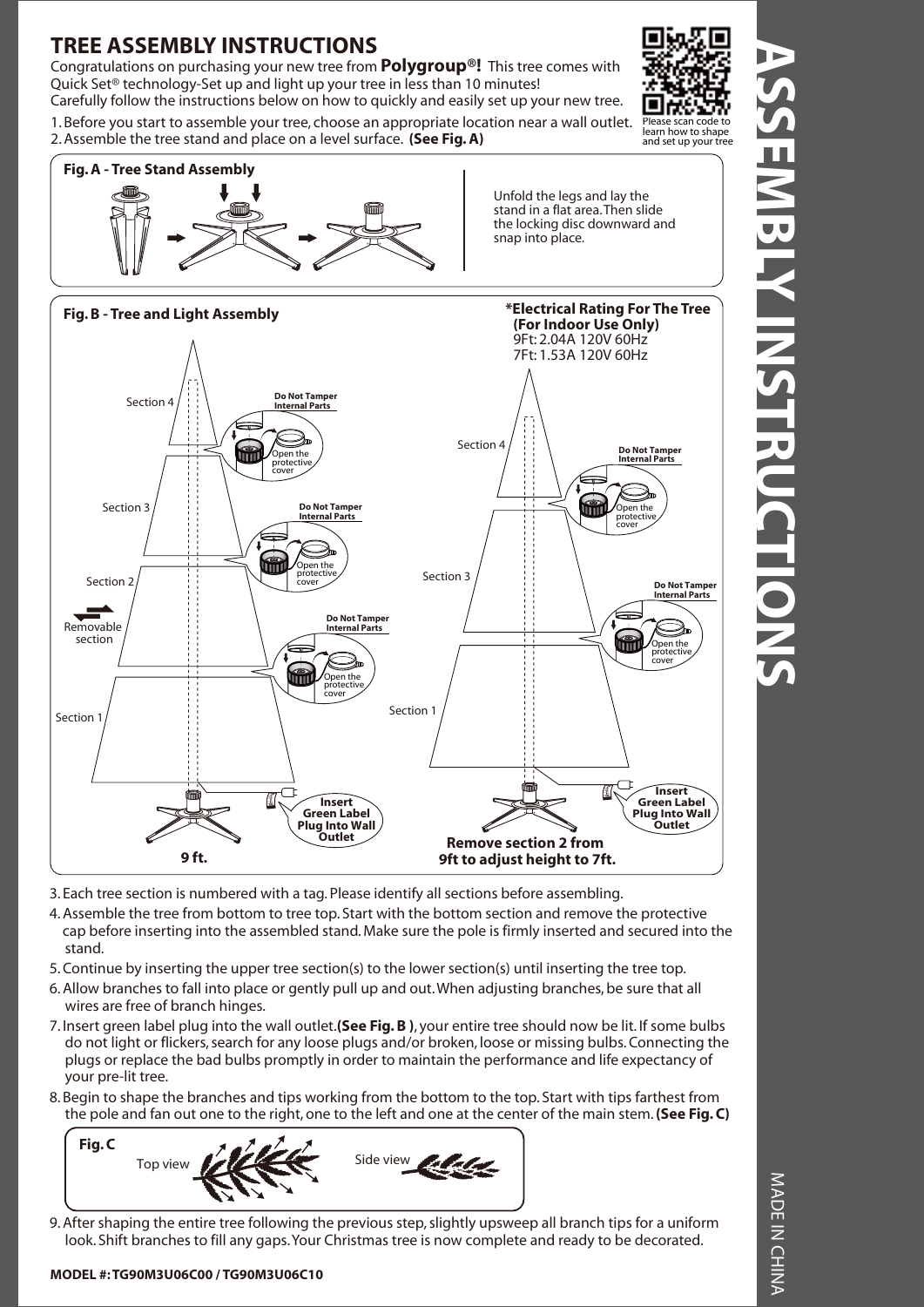# TREE ASSEMBLY INSTRUCTIONS

Congratulations on purchasing your new tree from **Polygroup®!** This tree comes with Quick Set® technology-Set up and light up your tree in less than 10 minutes!
Carefully follow the instructions below on how to quickly and easily set up your new tree.

Please scan code to learn how to shape and set up your tree

1. Before you start to assemble your tree, choose an appropriate location near a wall outlet.
2. Assemble the tree stand and place on a level surface. **(See Fig. A)**

**Fig. A - Tree Stand Assembly**

Unfold the legs and lay the stand in a flat area. Then slide the locking disc downward and snap into place.

**Fig. B - Tree and Light Assembly**

***Electrical Rating For The Tree (For Indoor Use Only)**
9Ft: 2.04A 120V 60Hz
7Ft: 1.53A 120V 60Hz

Section 4
Section 3
Section 2
Removable section
Section 1

**Do Not Tamper Internal Parts**
Open the protective cover

**Insert Green Label Plug Into Wall Outlet**

**9 ft.**

**Remove section 2 from 9ft to adjust height to 7ft.**

3. Each tree section is numbered with a tag. Please identify all sections before assembling.
4. Assemble the tree from bottom to tree top. Start with the bottom section and remove the protective cap before inserting into the assembled stand. Make sure the pole is firmly inserted and secured into the stand.
5. Continue by inserting the upper tree section(s) to the lower section(s) until inserting the tree top.
6. Allow branches to fall into place or gently pull up and out. When adjusting branches, be sure that all wires are free of branch hinges.
7. Insert green label plug into the wall outlet.**(See Fig. B )**, your entire tree should now be lit. If some bulbs do not light or flickers, search for any loose plugs and/or broken, loose or missing bulbs. Connecting the plugs or replace the bad bulbs promptly in order to maintain the performance and life expectancy of your pre-lit tree.
8. Begin to shape the branches and tips working from the bottom to the top. Start with tips farthest from the pole and fan out one to the right, one to the left and one at the center of the main stem. **(See Fig. C)**

**Fig. C**

Top view
Side view

9. After shaping the entire tree following the previous step, slightly upsweep all branch tips for a uniform look. Shift branches to fill any gaps. Your Christmas tree is now complete and ready to be decorated.

**MODEL #: TG90M3U06C00 / TG90M3U06C10**

# ASSEMBLY INSTRUCTIONS

MADE IN CHINA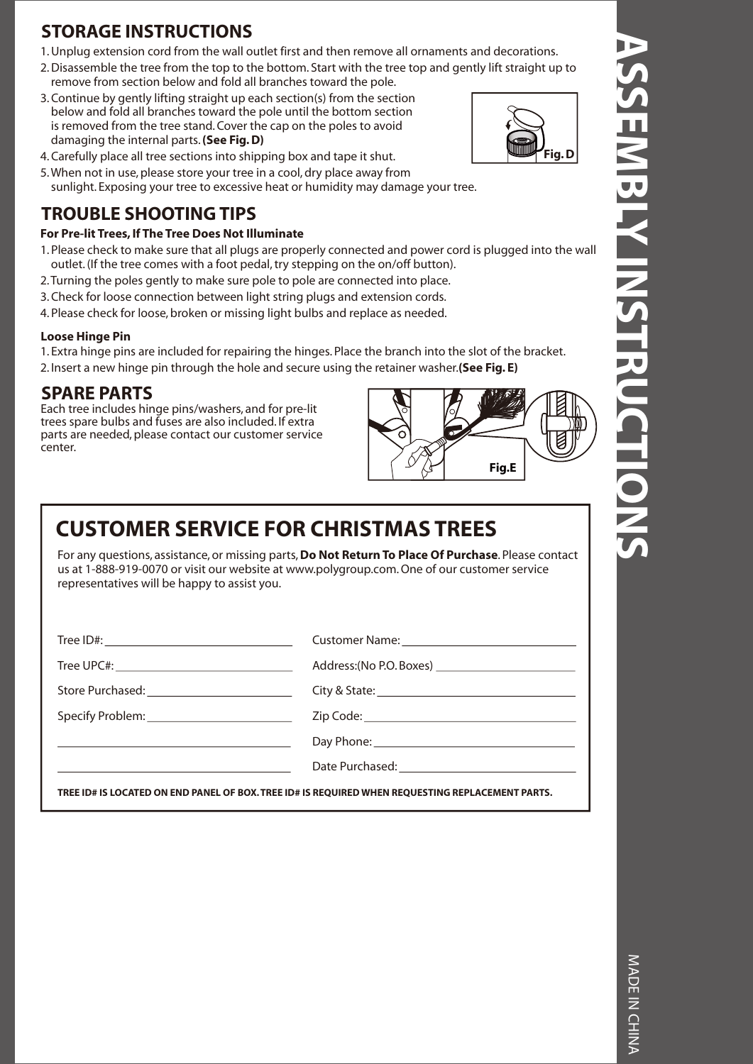## STORAGE INSTRUCTIONS

1. Unplug extension cord from the wall outlet first and then remove all ornaments and decorations.
2. Disassemble the tree from the top to the bottom. Start with the tree top and gently lift straight up to remove from section below and fold all branches toward the pole.
3. Continue by gently lifting straight up each section(s) from the section below and fold all branches toward the pole until the bottom section is removed from the tree stand. Cover the cap on the poles to avoid damaging the internal parts. **(See Fig. D)**
4. Carefully place all tree sections into shipping box and tape it shut.
5. When not in use, please store your tree in a cool, dry place away from sunlight. Exposing your tree to excessive heat or humidity may damage your tree.

Fig. D

## TROUBLE SHOOTING TIPS

**For Pre-lit Trees, If The Tree Does Not Illuminate**

1. Please check to make sure that all plugs are properly connected and power cord is plugged into the wall outlet. (If the tree comes with a foot pedal, try stepping on the on/off button).
2. Turning the poles gently to make sure pole to pole are connected into place.
3. Check for loose connection between light string plugs and extension cords.
4. Please check for loose, broken or missing light bulbs and replace as needed.

**Loose Hinge Pin**

1. Extra hinge pins are included for repairing the hinges. Place the branch into the slot of the bracket.
2. Insert a new hinge pin through the hole and secure using the retainer washer. **(See Fig. E)**

## SPARE PARTS

Each tree includes hinge pins/washers, and for pre-lit trees spare bulbs and fuses are also included. If extra parts are needed, please contact our customer service center.

Fig.E

## CUSTOMER SERVICE FOR CHRISTMAS TREES

For any questions, assistance, or missing parts, **Do Not Return To Place Of Purchase**. Please contact us at 1-888-919-0070 or visit our website at www.polygroup.com. One of our customer service representatives will be happy to assist you.

| | |
|---|---|
| Tree ID#: ______ | Customer Name: ______ |
| Tree UPC#: ______ | Address:(No P.O. Boxes) ______ |
| Store Purchased: ______ | City & State: ______ |
| Specify Problem: ______ | Zip Code: ______ |
| ______ | Day Phone: ______ |
| ______ | Date Purchased: ______ |

**TREE ID# IS LOCATED ON END PANEL OF BOX. TREE ID# IS REQUIRED WHEN REQUESTING REPLACEMENT PARTS.**

# ASSEMBLY INSTRUCTIONS

MADE IN CHINA